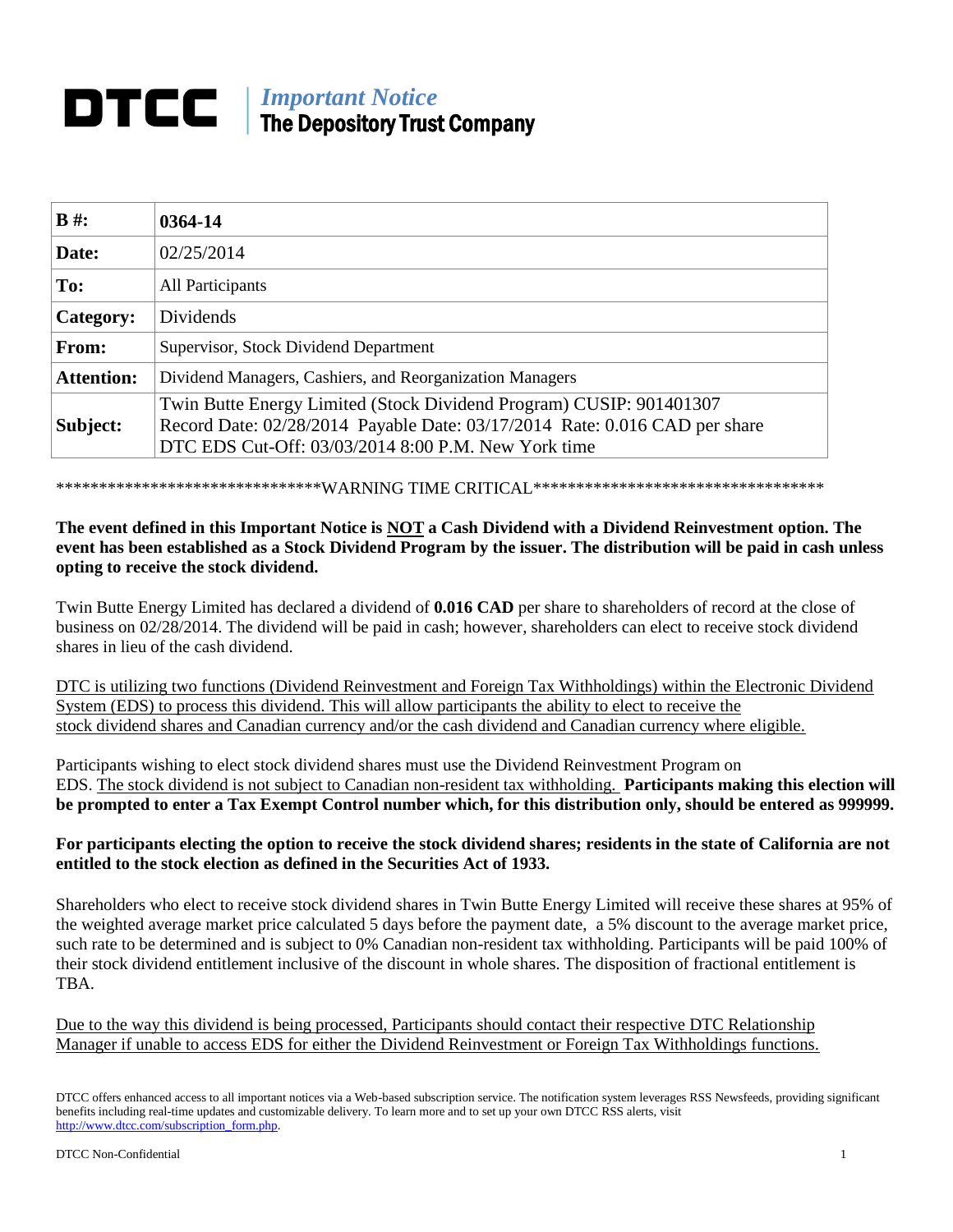# DTCC | *Important Notice* The Depository Trust Company

| **B #:** | **0364-14** |
|---|---|
| **Date:** | 02/25/2014 |
| **To:** | All Participants |
| **Category:** | Dividends |
| **From:** | Supervisor, Stock Dividend Department |
| **Attention:** | Dividend Managers, Cashiers, and Reorganization Managers |
| **Subject:** | Twin Butte Energy Limited (Stock Dividend Program) CUSIP: 901401307<br>Record Date: 02/28/2014 Payable Date: 03/17/2014 Rate: 0.016 CAD per share<br>DTC EDS Cut-Off: 03/03/2014 8:00 P.M. New York time |

******************************WARNING TIME CRITICAL**********************************

**The event defined in this Important Notice is NOT a Cash Dividend with a Dividend Reinvestment option. The event has been established as a Stock Dividend Program by the issuer. The distribution will be paid in cash unless opting to receive the stock dividend.**

Twin Butte Energy Limited has declared a dividend of **0.016 CAD** per share to shareholders of record at the close of business on 02/28/2014. The dividend will be paid in cash; however, shareholders can elect to receive stock dividend shares in lieu of the cash dividend.

DTC is utilizing two functions (Dividend Reinvestment and Foreign Tax Withholdings) within the Electronic Dividend System (EDS) to process this dividend. This will allow participants the ability to elect to receive the stock dividend shares and Canadian currency and/or the cash dividend and Canadian currency where eligible.

Participants wishing to elect stock dividend shares must use the Dividend Reinvestment Program on EDS. The stock dividend is not subject to Canadian non-resident tax withholding. **Participants making this election will be prompted to enter a Tax Exempt Control number which, for this distribution only, should be entered as 999999.**

**For participants electing the option to receive the stock dividend shares; residents in the state of California are not entitled to the stock election as defined in the Securities Act of 1933.**

Shareholders who elect to receive stock dividend shares in Twin Butte Energy Limited will receive these shares at 95% of the weighted average market price calculated 5 days before the payment date, a 5% discount to the average market price, such rate to be determined and is subject to 0% Canadian non-resident tax withholding. Participants will be paid 100% of their stock dividend entitlement inclusive of the discount in whole shares. The disposition of fractional entitlement is TBA.

Due to the way this dividend is being processed, Participants should contact their respective DTC Relationship Manager if unable to access EDS for either the Dividend Reinvestment or Foreign Tax Withholdings functions.

DTCC offers enhanced access to all important notices via a Web-based subscription service. The notification system leverages RSS Newsfeeds, providing significant benefits including real-time updates and customizable delivery. To learn more and to set up your own DTCC RSS alerts, visit http://www.dtcc.com/subscription_form.php.

DTCC Non-Confidential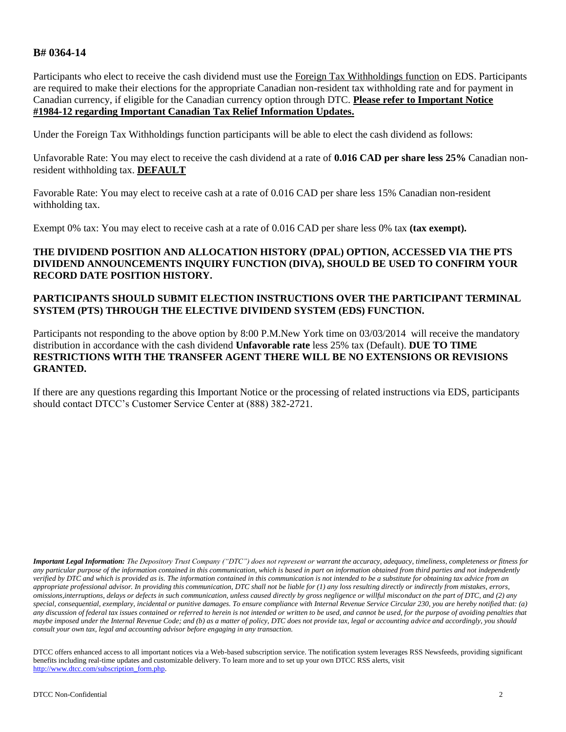**B# 0364-14**

Participants who elect to receive the cash dividend must use the Foreign Tax Withholdings function on EDS. Participants are required to make their elections for the appropriate Canadian non-resident tax withholding rate and for payment in Canadian currency, if eligible for the Canadian currency option through DTC. **Please refer to Important Notice #1984-12 regarding Important Canadian Tax Relief Information Updates.**

Under the Foreign Tax Withholdings function participants will be able to elect the cash dividend as follows:

Unfavorable Rate: You may elect to receive the cash dividend at a rate of **0.016 CAD per share less 25%** Canadian non-resident withholding tax. **DEFAULT**

Favorable Rate: You may elect to receive cash at a rate of 0.016 CAD per share less 15% Canadian non-resident withholding tax.

Exempt 0% tax: You may elect to receive cash at a rate of 0.016 CAD per share less 0% tax **(tax exempt).**

**THE DIVIDEND POSITION AND ALLOCATION HISTORY (DPAL) OPTION, ACCESSED VIA THE PTS DIVIDEND ANNOUNCEMENTS INQUIRY FUNCTION (DIVA), SHOULD BE USED TO CONFIRM YOUR RECORD DATE POSITION HISTORY.**

**PARTICIPANTS SHOULD SUBMIT ELECTION INSTRUCTIONS OVER THE PARTICIPANT TERMINAL SYSTEM (PTS) THROUGH THE ELECTIVE DIVIDEND SYSTEM (EDS) FUNCTION.**

Participants not responding to the above option by 8:00 P.M.New York time on 03/03/2014 will receive the mandatory distribution in accordance with the cash dividend **Unfavorable rate** less 25% tax (Default). **DUE TO TIME RESTRICTIONS WITH THE TRANSFER AGENT THERE WILL BE NO EXTENSIONS OR REVISIONS GRANTED.**

If there are any questions regarding this Important Notice or the processing of related instructions via EDS, participants should contact DTCC's Customer Service Center at (888) 382-2721.

***Important Legal Information:*** *The Depository Trust Company ("DTC") does not represent or warrant the accuracy, adequacy, timeliness, completeness or fitness for any particular purpose of the information contained in this communication, which is based in part on information obtained from third parties and not independently verified by DTC and which is provided as is. The information contained in this communication is not intended to be a substitute for obtaining tax advice from an appropriate professional advisor. In providing this communication, DTC shall not be liable for (1) any loss resulting directly or indirectly from mistakes, errors, omissions,interruptions, delays or defects in such communication, unless caused directly by gross negligence or willful misconduct on the part of DTC, and (2) any special, consequential, exemplary, incidental or punitive damages. To ensure compliance with Internal Revenue Service Circular 230, you are hereby notified that: (a) any discussion of federal tax issues contained or referred to herein is not intended or written to be used, and cannot be used, for the purpose of avoiding penalties that maybe imposed under the Internal Revenue Code; and (b) as a matter of policy, DTC does not provide tax, legal or accounting advice and accordingly, you should consult your own tax, legal and accounting advisor before engaging in any transaction.*

DTCC offers enhanced access to all important notices via a Web-based subscription service. The notification system leverages RSS Newsfeeds, providing significant benefits including real-time updates and customizable delivery. To learn more and to set up your own DTCC RSS alerts, visit http://www.dtcc.com/subscription_form.php.

DTCC Non-Confidential